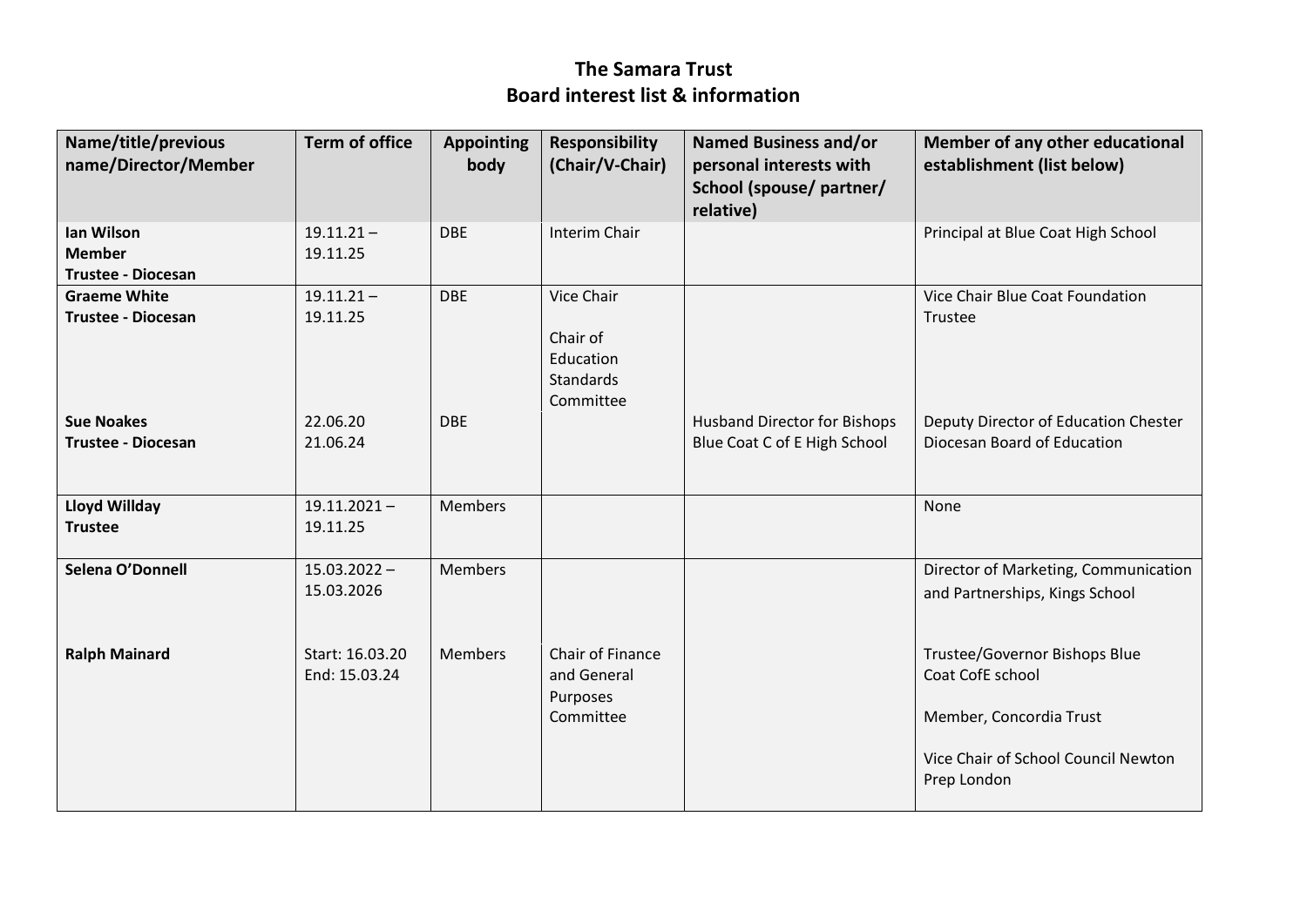# The Samara Trust
## Board interest list & information

| Name/title/previous name/Director/Member | Term of office | Appointing body | Responsibility (Chair/V-Chair) | Named Business and/or personal interests with School (spouse/ partner/ relative) | Member of any other educational establishment (list below) |
|---|---|---|---|---|---|
| **Ian Wilson** **Member** **Trustee - Diocesan** | 19.11.21 – 19.11.25 | DBE | Interim Chair | | Principal at Blue Coat High School |
| **Graeme White** **Trustee - Diocesan** | 19.11.21 – 19.11.25 | DBE | Vice Chair Chair of Education Standards Committee | | Vice Chair Blue Coat Foundation Trustee |
| **Sue Noakes** **Trustee - Diocesan** | 22.06.20 21.06.24 | DBE | | Husband Director for Bishops Blue Coat C of E High School | Deputy Director of Education Chester Diocesan Board of Education |
| **Lloyd Willday** **Trustee** | 19.11.2021 – 19.11.25 | Members | | | None |
| **Selena O'Donnell** | 15.03.2022 – 15.03.2026 | Members | | | Director of Marketing, Communication and Partnerships, Kings School |
| **Ralph Mainard** | Start: 16.03.20 End: 15.03.24 | Members | Chair of Finance and General Purposes Committee | | Trustee/Governor Bishops Blue Coat CofE school<br>Member, Concordia Trust<br>Vice Chair of School Council Newton Prep London |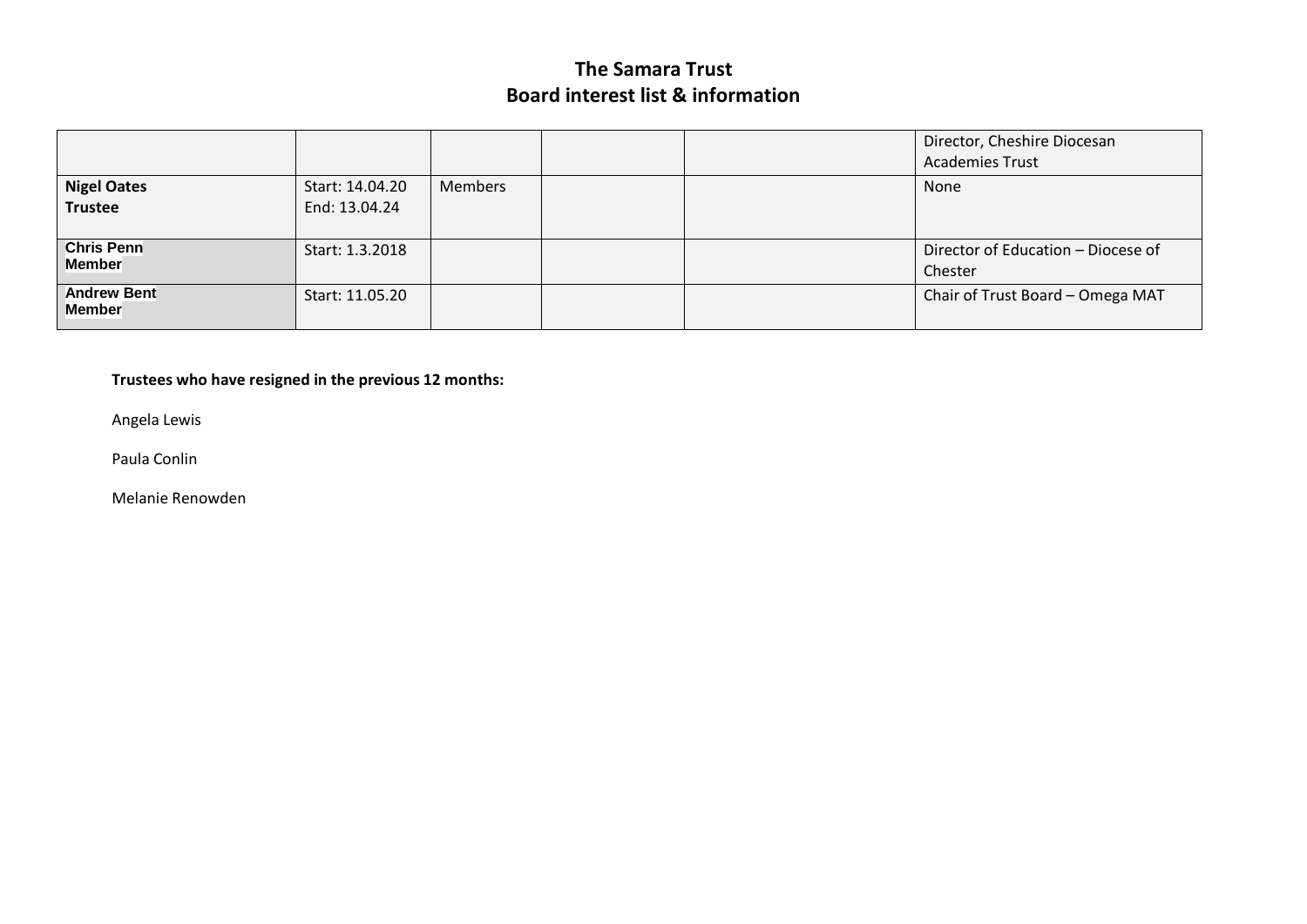# The Samara Trust
## Board interest list & information

| | | | | | |
|---|---|---|---|---|---|
| | | | | | Director, Cheshire Diocesan Academies Trust |
| **Nigel Oates**<br>**Trustee** | Start: 14.04.20<br>End: 13.04.24 | Members | | | None |
| **Chris Penn**<br>**Member** | Start: 1.3.2018 | | | | Director of Education – Diocese of Chester |
| **Andrew Bent**<br>**Member** | Start: 11.05.20 | | | | Chair of Trust Board – Omega MAT |

**Trustees who have resigned in the previous 12 months:**

Angela Lewis

Paula Conlin

Melanie Renowden